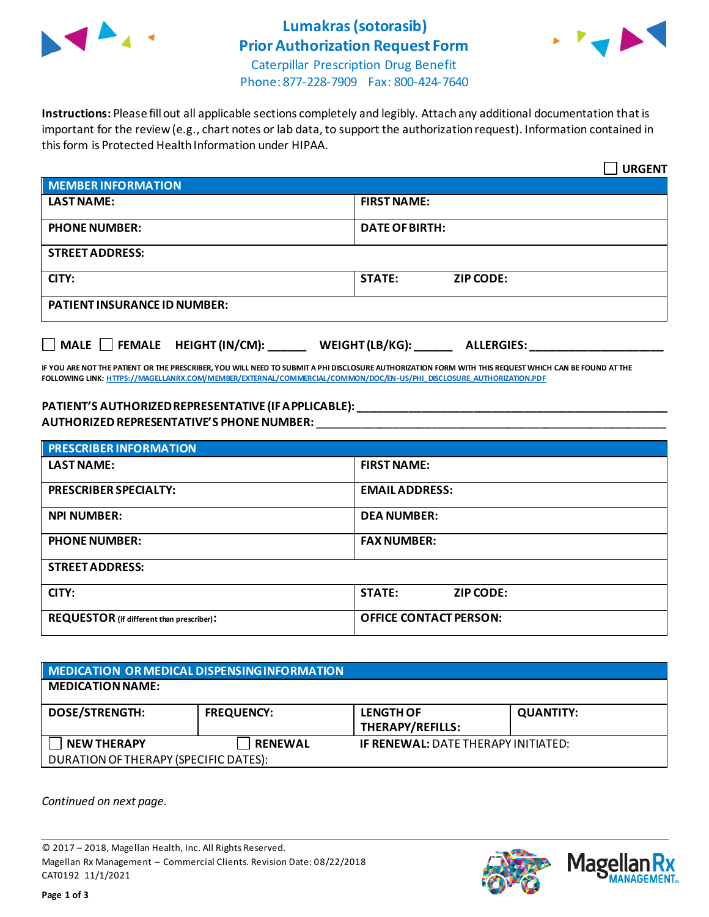# Lumakras (sotorasib) Prior Authorization Request Form

Caterpillar Prescription Drug Benefit
Phone: 877-228-7909 Fax: 800-424-7640

**Instructions:** Please fill out all applicable sections completely and legibly. Attach any additional documentation that is important for the review (e.g., chart notes or lab data, to support the authorization request). Information contained in this form is Protected Health Information under HIPAA.

☐ **URGENT**

| MEMBER INFORMATION | |
|---|---|
| **LAST NAME:** | **FIRST NAME:** |
| **PHONE NUMBER:** | **DATE OF BIRTH:** |
| **STREET ADDRESS:** | |
| **CITY:** | **STATE:** **ZIP CODE:** |
| **PATIENT INSURANCE ID NUMBER:** | |

☐ **MALE** ☐ **FEMALE** **HEIGHT (IN/CM):** ______ **WEIGHT (LB/KG):** ______ **ALLERGIES:** ____________________

**IF YOU ARE NOT THE PATIENT OR THE PRESCRIBER, YOU WILL NEED TO SUBMIT A PHI DISCLOSURE AUTHORIZATION FORM WITH THIS REQUEST WHICH CAN BE FOUND AT THE FOLLOWING LINK:** HTTPS://MAGELLANRX.COM/MEMBER/EXTERNAL/COMMERCIAL/COMMON/DOC/EN-US/PHI_DISCLOSURE_AUTHORIZATION.PDF

**PATIENT'S AUTHORIZED REPRESENTATIVE (IF APPLICABLE):** ______________________________

**AUTHORIZED REPRESENTATIVE'S PHONE NUMBER:** ______________________________

| PRESCRIBER INFORMATION | |
|---|---|
| **LAST NAME:** | **FIRST NAME:** |
| **PRESCRIBER SPECIALTY:** | **EMAIL ADDRESS:** |
| **NPI NUMBER:** | **DEA NUMBER:** |
| **PHONE NUMBER:** | **FAX NUMBER:** |
| **STREET ADDRESS:** | |
| **CITY:** | **STATE:** **ZIP CODE:** |
| **REQUESTOR** (if different than prescriber)**:** | **OFFICE CONTACT PERSON:** |

| MEDICATION OR MEDICAL DISPENSING INFORMATION | | | |
|---|---|---|---|
| **MEDICATION NAME:** | | | |
| **DOSE/STRENGTH:** | **FREQUENCY:** | **LENGTH OF THERAPY/REFILLS:** | **QUANTITY:** |
| ☐ **NEW THERAPY** | ☐ **RENEWAL** | **IF RENEWAL:** DATE THERAPY INITIATED: | |
| DURATION OF THERAPY (SPECIFIC DATES): | | | |

*Continued on next page.*

© 2017 – 2018, Magellan Health, Inc. All Rights Reserved.
Magellan Rx Management – Commercial Clients. Revision Date: 08/22/2018
CAT0192 11/1/2021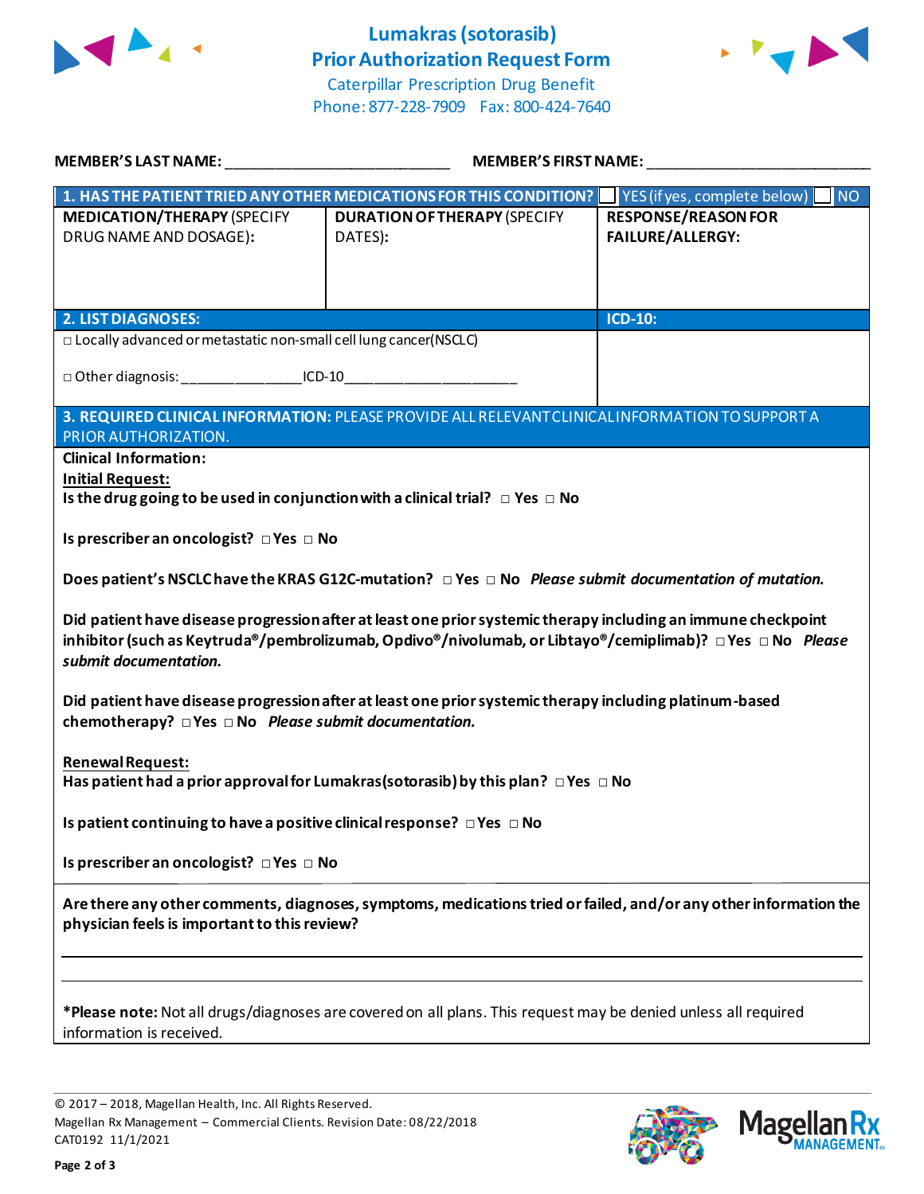# Lumakras (sotorasib) Prior Authorization Request Form

Caterpillar Prescription Drug Benefit
Phone: 877-228-7909 Fax: 800-424-7640

**MEMBER'S LAST NAME:** ___________________________ **MEMBER'S FIRST NAME:** ___________________________

| **1. HAS THE PATIENT TRIED ANY OTHER MEDICATIONS FOR THIS CONDITION?** | | ☐ YES (if yes, complete below) ☐ NO |
|---|---|---|
| **MEDICATION/THERAPY** (SPECIFY DRUG NAME AND DOSAGE): | **DURATION OF THERAPY** (SPECIFY DATES): | **RESPONSE/REASON FOR FAILURE/ALLERGY:** |
| | | |

| **2. LIST DIAGNOSES:** | **ICD-10:** |
|---|---|
| □ Locally advanced or metastatic non-small cell lung cancer(NSCLC)<br><br>□ Other diagnosis: _______________ICD-10_____________________ | |

**3. REQUIRED CLINICAL INFORMATION:** PLEASE PROVIDE ALL RELEVANT CLINICAL INFORMATION TO SUPPORT A PRIOR AUTHORIZATION.

**Clinical Information:**

**Initial Request:**

**Is the drug going to be used in conjunction with a clinical trial?** □ **Yes** □ **No**

**Is prescriber an oncologist?** □ **Yes** □ **No**

**Does patient's NSCLC have the KRAS G12C-mutation?** □ **Yes** □ **No** ***Please submit documentation of mutation.***

**Did patient have disease progression after at least one prior systemic therapy including an immune checkpoint inhibitor (such as Keytruda®/pembrolizumab, Opdivo®/nivolumab, or Libtayo®/cemiplimab)?** □ **Yes** □ **No** ***Please submit documentation.***

**Did patient have disease progression after at least one prior systemic therapy including platinum-based chemotherapy?** □ **Yes** □ **No** ***Please submit documentation.***

**Renewal Request:**

**Has patient had a prior approval for Lumakras (sotorasib) by this plan?** □ **Yes** □ **No**

**Is patient continuing to have a positive clinical response?** □ **Yes** □ **No**

**Is prescriber an oncologist?** □ **Yes** □ **No**

**Are there any other comments, diagnoses, symptoms, medications tried or failed, and/or any other information the physician feels is important to this review?**

_____________________________________________________________________________

_____________________________________________________________________________

***Please note:** Not all drugs/diagnoses are covered on all plans. This request may be denied unless all required information is received.

© 2017 – 2018, Magellan Health, Inc. All Rights Reserved.
Magellan Rx Management – Commercial Clients. Revision Date: 08/22/2018
CAT0192 11/1/2021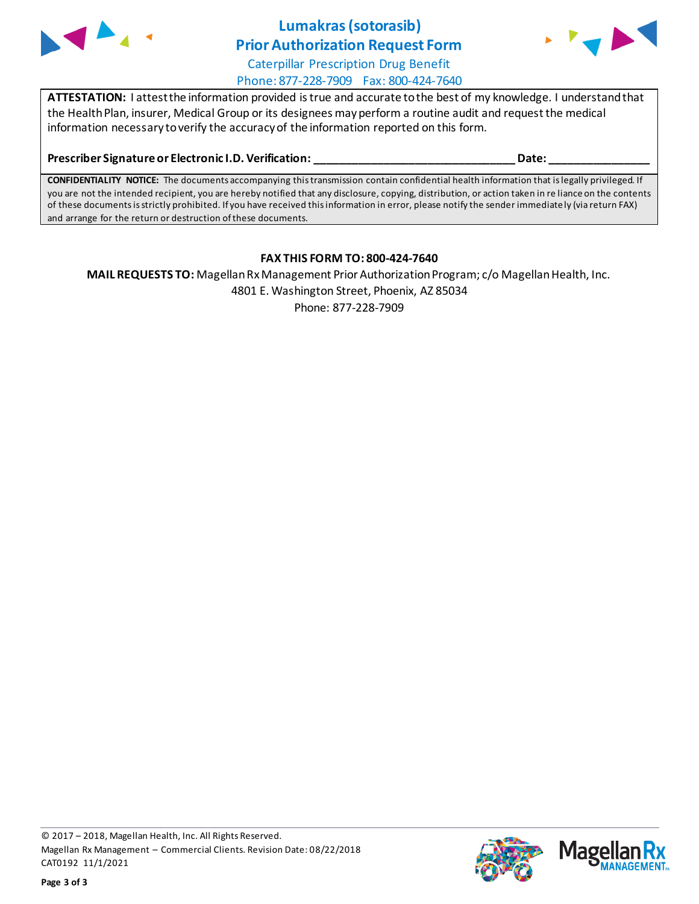**ATTESTATION:** I attest the information provided is true and accurate to the best of my knowledge. I understand that the Health Plan, insurer, Medical Group or its designees may perform a routine audit and request the medical information necessary to verify the accuracy of the information reported on this form.

**Prescriber Signature or Electronic I.D. Verification:** ________________________________ **Date:** ________________

**CONFIDENTIALITY NOTICE:** The documents accompanying this transmission contain confidential health information that is legally privileged. If you are not the intended recipient, you are hereby notified that any disclosure, copying, distribution, or action taken in reliance on the contents of these documents is strictly prohibited. If you have received this information in error, please notify the sender immediately (via return FAX) and arrange for the return or destruction of these documents.

**FAX THIS FORM TO: 800-424-7640**

**MAIL REQUESTS TO:** Magellan Rx Management Prior Authorization Program; c/o Magellan Health, Inc.
4801 E. Washington Street, Phoenix, AZ 85034
Phone: 877-228-7909

© 2017 – 2018, Magellan Health, Inc. All Rights Reserved.
Magellan Rx Management – Commercial Clients. Revision Date: 08/22/2018
CAT0192 11/1/2021